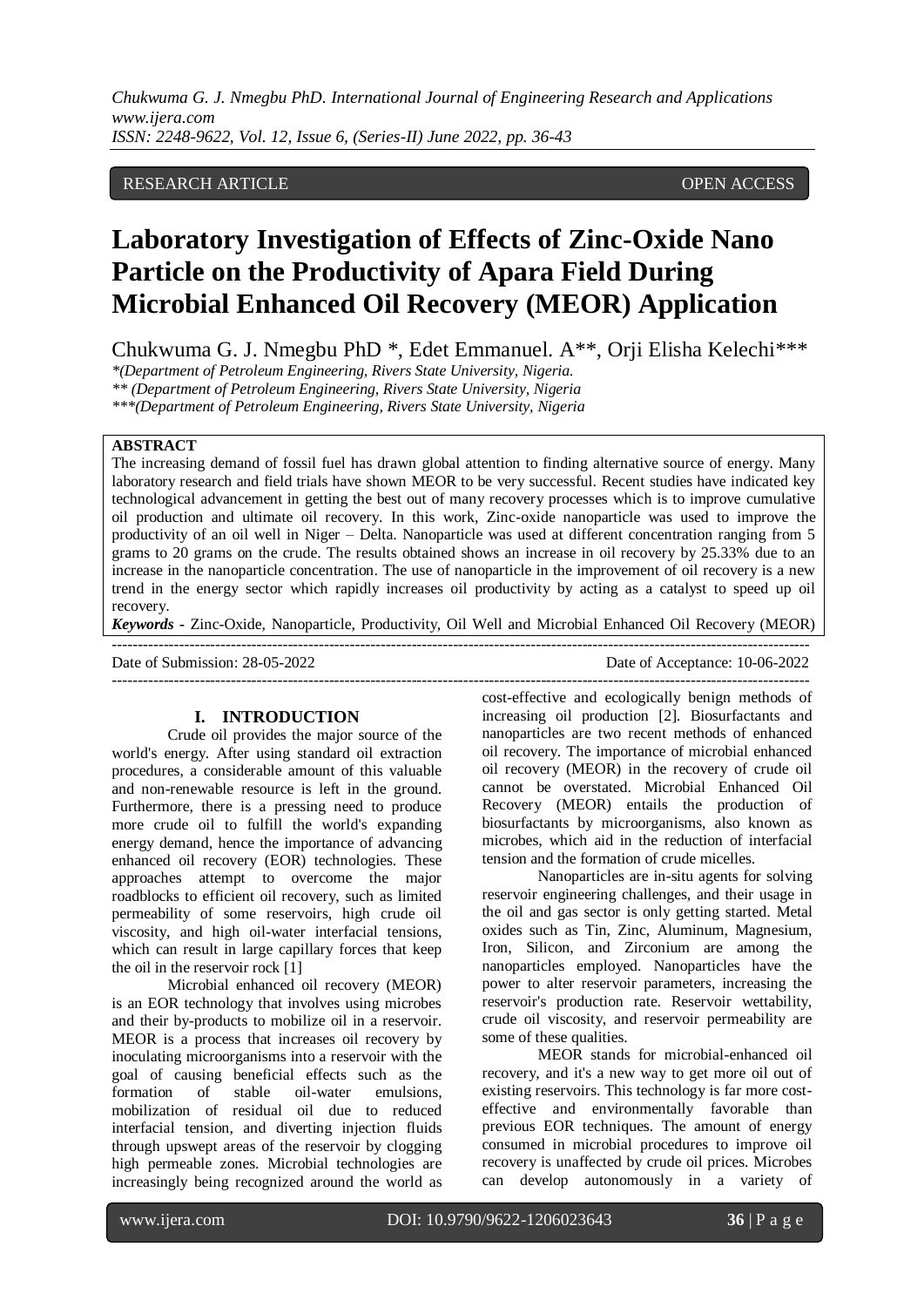RESEARCH ARTICLE OPEN ACCESS

# Laboratory Investigation of Effects of Zinc-Oxide Nano Particle on the Productivity of Apara Field During Microbial Enhanced Oil Recovery (MEOR) Application

Chukwuma G. J. Nmegbu PhD *, Edet Emmanuel. A**, Orji Elisha Kelechi***

*\*(Department of Petroleum Engineering, Rivers State University, Nigeria.*
*\*\* (Department of Petroleum Engineering, Rivers State University, Nigeria*
*\*\*\*(Department of Petroleum Engineering, Rivers State University, Nigeria*

**ABSTRACT**

The increasing demand of fossil fuel has drawn global attention to finding alternative source of energy. Many laboratory research and field trials have shown MEOR to be very successful. Recent studies have indicated key technological advancement in getting the best out of many recovery processes which is to improve cumulative oil production and ultimate oil recovery. In this work, Zinc-oxide nanoparticle was used to improve the productivity of an oil well in Niger – Delta. Nanoparticle was used at different concentration ranging from 5 grams to 20 grams on the crude. The results obtained shows an increase in oil recovery by 25.33% due to an increase in the nanoparticle concentration. The use of nanoparticle in the improvement of oil recovery is a new trend in the energy sector which rapidly increases oil productivity by acting as a catalyst to speed up oil recovery.

***Keywords*** **-** Zinc-Oxide, Nanoparticle, Productivity, Oil Well and Microbial Enhanced Oil Recovery (MEOR)

Date of Submission: 28-05-2022 Date of Acceptance: 10-06-2022

## I. INTRODUCTION

Crude oil provides the major source of the world's energy. After using standard oil extraction procedures, a considerable amount of this valuable and non-renewable resource is left in the ground. Furthermore, there is a pressing need to produce more crude oil to fulfill the world's expanding energy demand, hence the importance of advancing enhanced oil recovery (EOR) technologies. These approaches attempt to overcome the major roadblocks to efficient oil recovery, such as limited permeability of some reservoirs, high crude oil viscosity, and high oil-water interfacial tensions, which can result in large capillary forces that keep the oil in the reservoir rock [1]

Microbial enhanced oil recovery (MEOR) is an EOR technology that involves using microbes and their by-products to mobilize oil in a reservoir. MEOR is a process that increases oil recovery by inoculating microorganisms into a reservoir with the goal of causing beneficial effects such as the formation of stable oil-water emulsions, mobilization of residual oil due to reduced interfacial tension, and diverting injection fluids through upswept areas of the reservoir by clogging high permeable zones. Microbial technologies are increasingly being recognized around the world as cost-effective and ecologically benign methods of increasing oil production [2]. Biosurfactants and nanoparticles are two recent methods of enhanced oil recovery. The importance of microbial enhanced oil recovery (MEOR) in the recovery of crude oil cannot be overstated. Microbial Enhanced Oil Recovery (MEOR) entails the production of biosurfactants by microorganisms, also known as microbes, which aid in the reduction of interfacial tension and the formation of crude micelles.

Nanoparticles are in-situ agents for solving reservoir engineering challenges, and their usage in the oil and gas sector is only getting started. Metal oxides such as Tin, Zinc, Aluminum, Magnesium, Iron, Silicon, and Zirconium are among the nanoparticles employed. Nanoparticles have the power to alter reservoir parameters, increasing the reservoir's production rate. Reservoir wettability, crude oil viscosity, and reservoir permeability are some of these qualities.

MEOR stands for microbial-enhanced oil recovery, and it's a new way to get more oil out of existing reservoirs. This technology is far more cost-effective and environmentally favorable than previous EOR techniques. The amount of energy consumed in microbial procedures to improve oil recovery is unaffected by crude oil prices. Microbes can develop autonomously in a variety of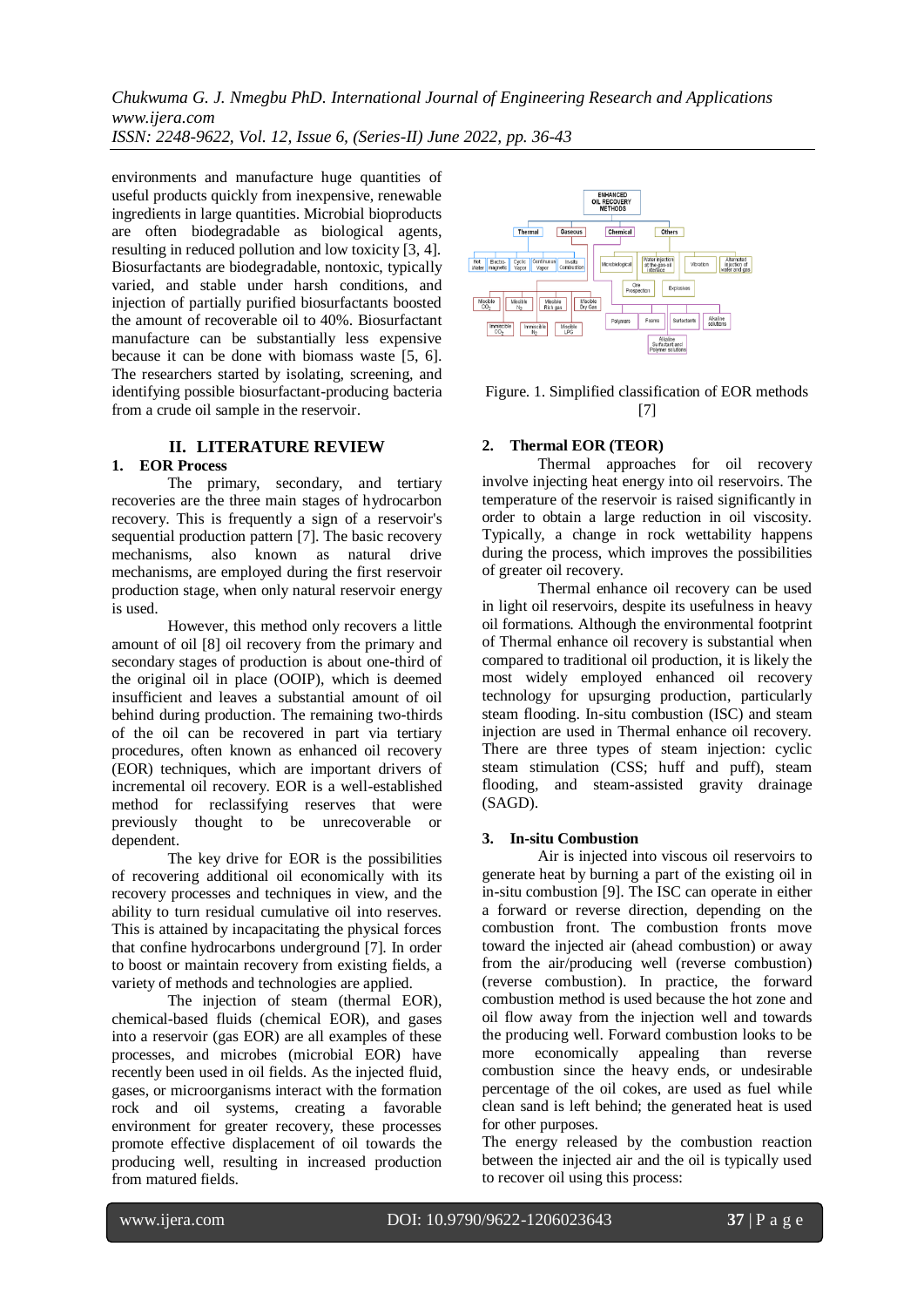environments and manufacture huge quantities of useful products quickly from inexpensive, renewable ingredients in large quantities. Microbial bioproducts are often biodegradable as biological agents, resulting in reduced pollution and low toxicity [3, 4]. Biosurfactants are biodegradable, nontoxic, typically varied, and stable under harsh conditions, and injection of partially purified biosurfactants boosted the amount of recoverable oil to 40%. Biosurfactant manufacture can be substantially less expensive because it can be done with biomass waste [5, 6]. The researchers started by isolating, screening, and identifying possible biosurfactant-producing bacteria from a crude oil sample in the reservoir.

## II. LITERATURE REVIEW

### 1. EOR Process

The primary, secondary, and tertiary recoveries are the three main stages of hydrocarbon recovery. This is frequently a sign of a reservoir's sequential production pattern [7]. The basic recovery mechanisms, also known as natural drive mechanisms, are employed during the first reservoir production stage, when only natural reservoir energy is used.

However, this method only recovers a little amount of oil [8] oil recovery from the primary and secondary stages of production is about one-third of the original oil in place (OOIP), which is deemed insufficient and leaves a substantial amount of oil behind during production. The remaining two-thirds of the oil can be recovered in part via tertiary procedures, often known as enhanced oil recovery (EOR) techniques, which are important drivers of incremental oil recovery. EOR is a well-established method for reclassifying reserves that were previously thought to be unrecoverable or dependent.

The key drive for EOR is the possibilities of recovering additional oil economically with its recovery processes and techniques in view, and the ability to turn residual cumulative oil into reserves. This is attained by incapacitating the physical forces that confine hydrocarbons underground [7]. In order to boost or maintain recovery from existing fields, a variety of methods and technologies are applied.

The injection of steam (thermal EOR), chemical-based fluids (chemical EOR), and gases into a reservoir (gas EOR) are all examples of these processes, and microbes (microbial EOR) have recently been used in oil fields. As the injected fluid, gases, or microorganisms interact with the formation rock and oil systems, creating a favorable environment for greater recovery, these processes promote effective displacement of oil towards the producing well, resulting in increased production from matured fields.

ENHANCED OIL RECOVERY METHODS
Thermal
Gaseous
Chemical
Others
Hot Water
Electro-magnetic
Cyclic Vapor
Continuous Vapor
In-situ Combustion
Microbiological
Water injection at the gas-oil interface
Vibration
Alternated injection of water and gas
Ore Prospection
Explosives
Miscible $CO_2$
Miscible $N_2$
Miscible Rich gas
Miscible Dry Gas
Immiscible $CO_2$
Immiscible $N_2$
Miscible LPG
Polymers
Foams
Surfactants
Alkaline solutions
Alkaline Surfactant and Polymer solutions

Figure. 1. Simplified classification of EOR methods [7]

### 2. Thermal EOR (TEOR)

Thermal approaches for oil recovery involve injecting heat energy into oil reservoirs. The temperature of the reservoir is raised significantly in order to obtain a large reduction in oil viscosity. Typically, a change in rock wettability happens during the process, which improves the possibilities of greater oil recovery.

Thermal enhance oil recovery can be used in light oil reservoirs, despite its usefulness in heavy oil formations. Although the environmental footprint of Thermal enhance oil recovery is substantial when compared to traditional oil production, it is likely the most widely employed enhanced oil recovery technology for upsurging production, particularly steam flooding. In-situ combustion (ISC) and steam injection are used in Thermal enhance oil recovery. There are three types of steam injection: cyclic steam stimulation (CSS; huff and puff), steam flooding, and steam-assisted gravity drainage (SAGD).

### 3. In-situ Combustion

Air is injected into viscous oil reservoirs to generate heat by burning a part of the existing oil in in-situ combustion [9]. The ISC can operate in either a forward or reverse direction, depending on the combustion front. The combustion fronts move toward the injected air (ahead combustion) or away from the air/producing well (reverse combustion) (reverse combustion). In practice, the forward combustion method is used because the hot zone and oil flow away from the injection well and towards the producing well. Forward combustion looks to be more economically appealing than reverse combustion since the heavy ends, or undesirable percentage of the oil cokes, are used as fuel while clean sand is left behind; the generated heat is used for other purposes.

The energy released by the combustion reaction between the injected air and the oil is typically used to recover oil using this process: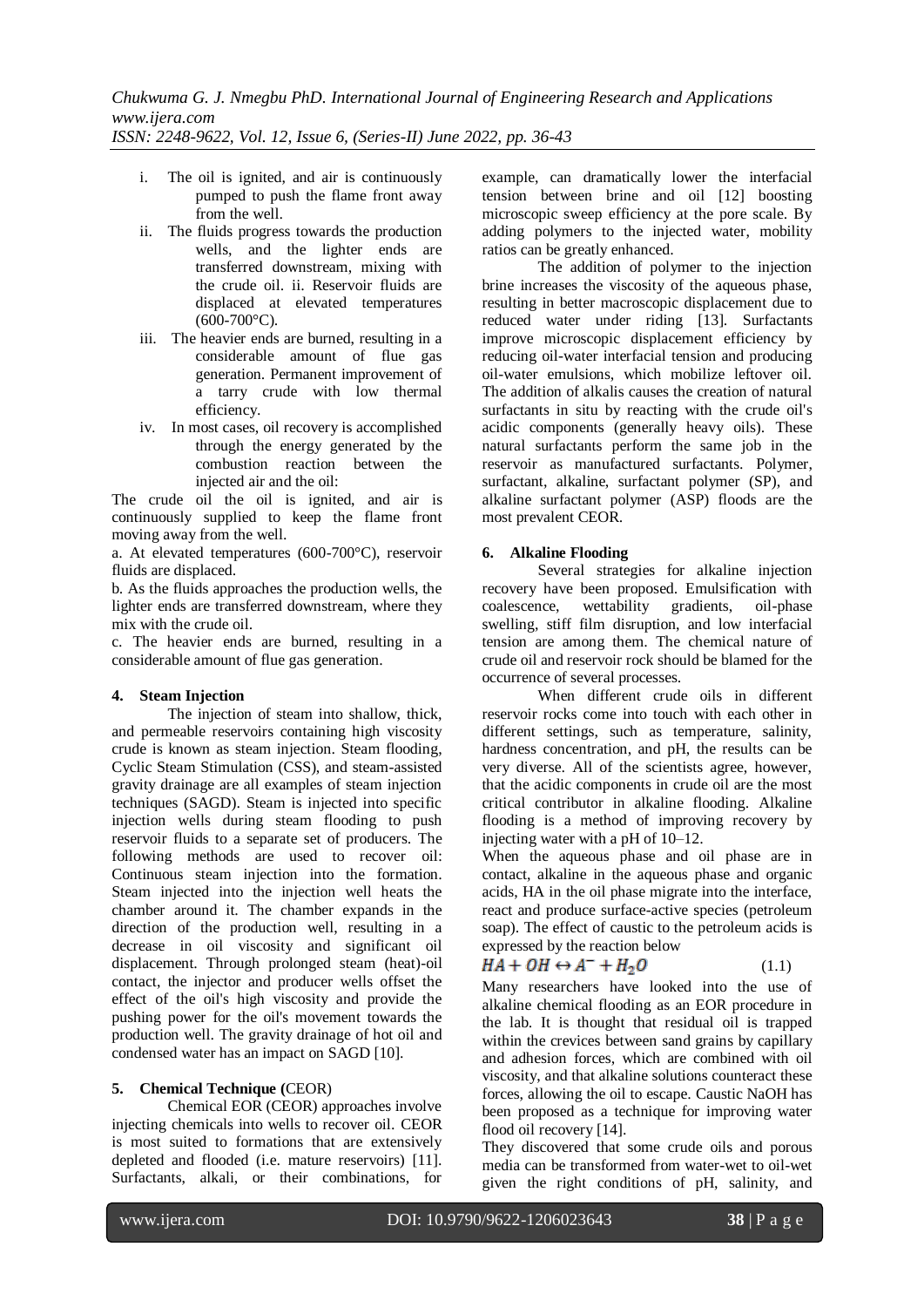i. The oil is ignited, and air is continuously pumped to push the flame front away from the well.
ii. The fluids progress towards the production wells, and the lighter ends are transferred downstream, mixing with the crude oil. ii. Reservoir fluids are displaced at elevated temperatures (600-700°C).
iii. The heavier ends are burned, resulting in a considerable amount of flue gas generation. Permanent improvement of a tarry crude with low thermal efficiency.
iv. In most cases, oil recovery is accomplished through the energy generated by the combustion reaction between the injected air and the oil:

The crude oil the oil is ignited, and air is continuously supplied to keep the flame front moving away from the well.

a. At elevated temperatures (600-700°C), reservoir fluids are displaced.

b. As the fluids approaches the production wells, the lighter ends are transferred downstream, where they mix with the crude oil.

c. The heavier ends are burned, resulting in a considerable amount of flue gas generation.

## 4. Steam Injection

The injection of steam into shallow, thick, and permeable reservoirs containing high viscosity crude is known as steam injection. Steam flooding, Cyclic Steam Stimulation (CSS), and steam-assisted gravity drainage are all examples of steam injection techniques (SAGD). Steam is injected into specific injection wells during steam flooding to push reservoir fluids to a separate set of producers. The following methods are used to recover oil: Continuous steam injection into the formation. Steam injected into the injection well heats the chamber around it. The chamber expands in the direction of the production well, resulting in a decrease in oil viscosity and significant oil displacement. Through prolonged steam (heat)-oil contact, the injector and producer wells offset the effect of the oil's high viscosity and provide the pushing power for the oil's movement towards the production well. The gravity drainage of hot oil and condensed water has an impact on SAGD [10].

## 5. Chemical Technique (CEOR)

Chemical EOR (CEOR) approaches involve injecting chemicals into wells to recover oil. CEOR is most suited to formations that are extensively depleted and flooded (i.e. mature reservoirs) [11]. Surfactants, alkali, or their combinations, for example, can dramatically lower the interfacial tension between brine and oil [12] boosting microscopic sweep efficiency at the pore scale. By adding polymers to the injected water, mobility ratios can be greatly enhanced.

The addition of polymer to the injection brine increases the viscosity of the aqueous phase, resulting in better macroscopic displacement due to reduced water under riding [13]. Surfactants improve microscopic displacement efficiency by reducing oil-water interfacial tension and producing oil-water emulsions, which mobilize leftover oil. The addition of alkalis causes the creation of natural surfactants in situ by reacting with the crude oil's acidic components (generally heavy oils). These natural surfactants perform the same job in the reservoir as manufactured surfactants. Polymer, surfactant, alkaline, surfactant polymer (SP), and alkaline surfactant polymer (ASP) floods are the most prevalent CEOR.

## 6. Alkaline Flooding

Several strategies for alkaline injection recovery have been proposed. Emulsification with coalescence, wettability gradients, oil-phase swelling, stiff film disruption, and low interfacial tension are among them. The chemical nature of crude oil and reservoir rock should be blamed for the occurrence of several processes.

When different crude oils in different reservoir rocks come into touch with each other in different settings, such as temperature, salinity, hardness concentration, and pH, the results can be very diverse. All of the scientists agree, however, that the acidic components in crude oil are the most critical contributor in alkaline flooding. Alkaline flooding is a method of improving recovery by injecting water with a pH of 10–12.

When the aqueous phase and oil phase are in contact, alkaline in the aqueous phase and organic acids, HA in the oil phase migrate into the interface, react and produce surface-active species (petroleum soap). The effect of caustic to the petroleum acids is expressed by the reaction below

$$HA + OH \leftrightarrow A^{-} + H_2O \quad (1.1)$$

Many researchers have looked into the use of alkaline chemical flooding as an EOR procedure in the lab. It is thought that residual oil is trapped within the crevices between sand grains by capillary and adhesion forces, which are combined with oil viscosity, and that alkaline solutions counteract these forces, allowing the oil to escape. Caustic NaOH has been proposed as a technique for improving water flood oil recovery [14].

They discovered that some crude oils and porous media can be transformed from water-wet to oil-wet given the right conditions of pH, salinity, and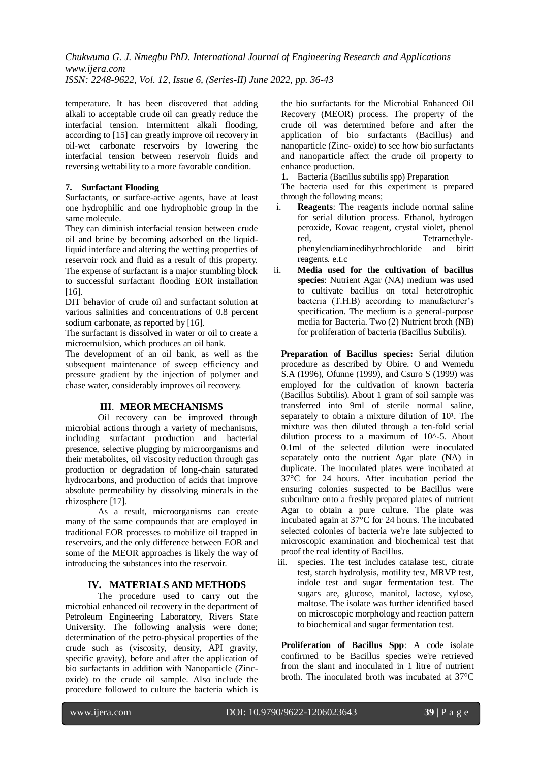temperature. It has been discovered that adding alkali to acceptable crude oil can greatly reduce the interfacial tension. Intermittent alkali flooding, according to [15] can greatly improve oil recovery in oil-wet carbonate reservoirs by lowering the interfacial tension between reservoir fluids and reversing wettability to a more favorable condition.

**7. Surfactant Flooding**

Surfactants, or surface-active agents, have at least one hydrophilic and one hydrophobic group in the same molecule.

They can diminish interfacial tension between crude oil and brine by becoming adsorbed on the liquid-liquid interface and altering the wetting properties of reservoir rock and fluid as a result of this property. The expense of surfactant is a major stumbling block to successful surfactant flooding EOR installation [16].

DIT behavior of crude oil and surfactant solution at various salinities and concentrations of 0.8 percent sodium carbonate, as reported by [16].

The surfactant is dissolved in water or oil to create a microemulsion, which produces an oil bank.

The development of an oil bank, as well as the subsequent maintenance of sweep efficiency and pressure gradient by the injection of polymer and chase water, considerably improves oil recovery.

## III. MEOR MECHANISMS

Oil recovery can be improved through microbial actions through a variety of mechanisms, including surfactant production and bacterial presence, selective plugging by microorganisms and their metabolites, oil viscosity reduction through gas production or degradation of long-chain saturated hydrocarbons, and production of acids that improve absolute permeability by dissolving minerals in the rhizosphere [17].

As a result, microorganisms can create many of the same compounds that are employed in traditional EOR processes to mobilize oil trapped in reservoirs, and the only difference between EOR and some of the MEOR approaches is likely the way of introducing the substances into the reservoir.

## IV. MATERIALS AND METHODS

The procedure used to carry out the microbial enhanced oil recovery in the department of Petroleum Engineering Laboratory, Rivers State University. The following analysis were done; determination of the petro-physical properties of the crude such as (viscosity, density, API gravity, specific gravity), before and after the application of bio surfactants in addition with Nanoparticle (Zinc-oxide) to the crude oil sample. Also include the procedure followed to culture the bacteria which is the bio surfactants for the Microbial Enhanced Oil Recovery (MEOR) process. The property of the crude oil was determined before and after the application of bio surfactants (Bacillus) and nanoparticle (Zinc- oxide) to see how bio surfactants and nanoparticle affect the crude oil property to enhance production.

**1.** Bacteria (Bacillus subtilis spp) Preparation

The bacteria used for this experiment is prepared through the following means;

i. **Reagents**: The reagents include normal saline for serial dilution process. Ethanol, hydrogen peroxide, Kovac reagent, crystal violet, phenol red, Tetramethyle-phenylendiaminedihychrochloride and biritt reagents. e.t.c

ii. **Media used for the cultivation of bacillus species**: Nutrient Agar (NA) medium was used to cultivate bacillus on total heterotrophic bacteria (T.H.B) according to manufacturer's specification. The medium is a general-purpose media for Bacteria. Two (2) Nutrient broth (NB) for proliferation of bacteria (Bacillus Subtilis).

**Preparation of Bacillus species:** Serial dilution procedure as described by Obire. O and Wemedu S.A (1996), Ofunne (1999), and Csuro S (1999) was employed for the cultivation of known bacteria (Bacillus Subtilis). About 1 gram of soil sample was transferred into 9ml of sterile normal saline, separately to obtain a mixture dilution of $10^1$. The mixture was then diluted through a ten-fold serial dilution process to a maximum of 10^-5. About 0.1ml of the selected dilution were inoculated separately onto the nutrient Agar plate (NA) in duplicate. The inoculated plates were incubated at 37°C for 24 hours. After incubation period the ensuring colonies suspected to be Bacillus were subculture onto a freshly prepared plates of nutrient Agar to obtain a pure culture. The plate was incubated again at 37°C for 24 hours. The incubated selected colonies of bacteria we're late subjected to microscopic examination and biochemical test that proof the real identity of Bacillus.

iii. species. The test includes catalase test, citrate test, starch hydrolysis, motility test, MRVP test, indole test and sugar fermentation test. The sugars are, glucose, manitol, lactose, xylose, maltose. The isolate was further identified based on microscopic morphology and reaction pattern to biochemical and sugar fermentation test.

**Proliferation of Bacillus Spp**: A code isolate confirmed to be Bacillus species we're retrieved from the slant and inoculated in 1 litre of nutrient broth. The inoculated broth was incubated at 37°C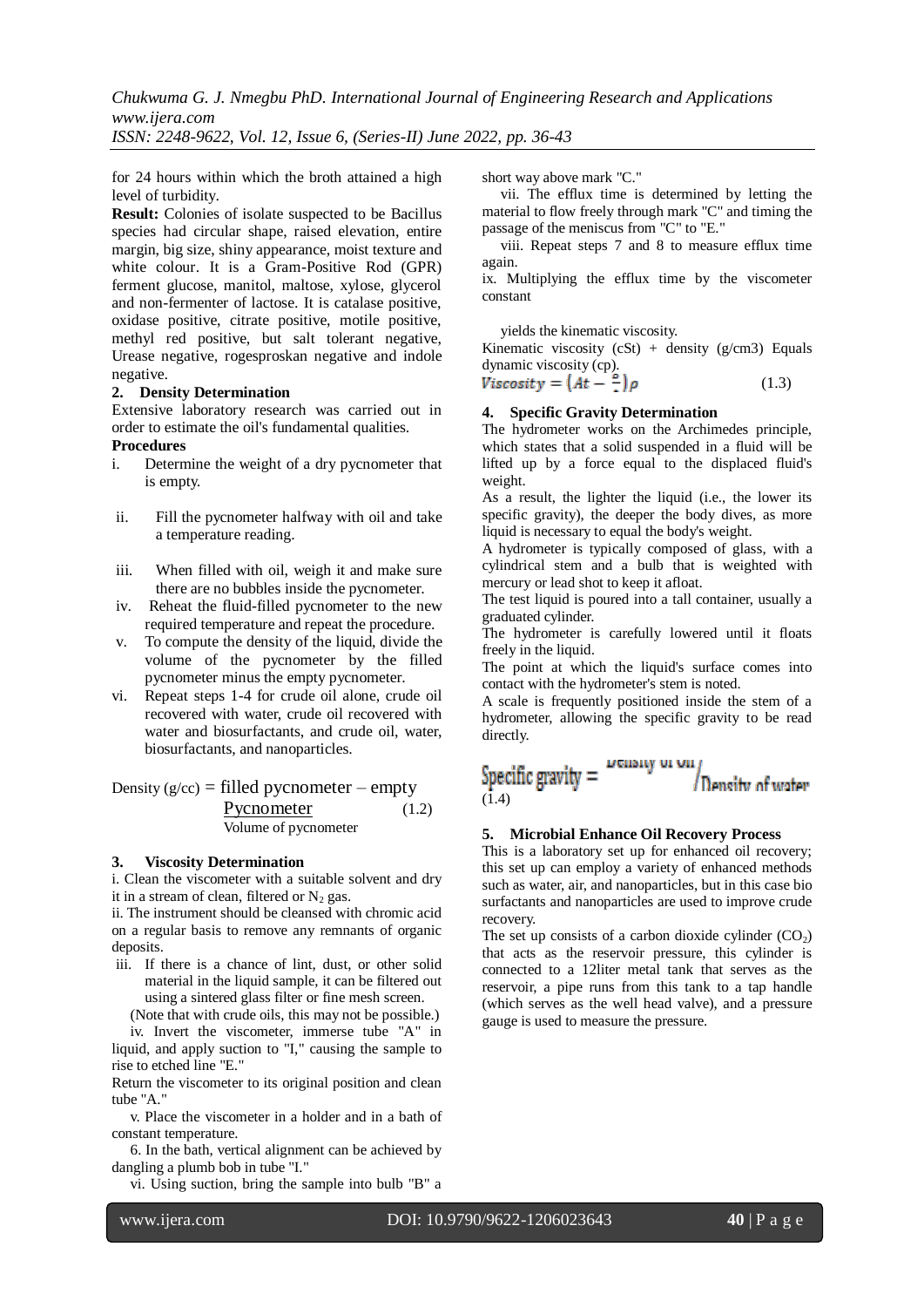for 24 hours within which the broth attained a high level of turbidity.

**Result:** Colonies of isolate suspected to be Bacillus species had circular shape, raised elevation, entire margin, big size, shiny appearance, moist texture and white colour. It is a Gram-Positive Rod (GPR) ferment glucose, manitol, maltose, xylose, glycerol and non-fermenter of lactose. It is catalase positive, oxidase positive, citrate positive, motile positive, methyl red positive, but salt tolerant negative, Urease negative, rogesproskan negative and indole negative.

## 2. Density Determination

Extensive laboratory research was carried out in order to estimate the oil's fundamental qualities.

**Procedures**

i. Determine the weight of a dry pycnometer that is empty.

ii. Fill the pycnometer halfway with oil and take a temperature reading.

iii. When filled with oil, weigh it and make sure there are no bubbles inside the pycnometer.

iv. Reheat the fluid-filled pycnometer to the new required temperature and repeat the procedure.

v. To compute the density of the liquid, divide the volume of the pycnometer by the filled pycnometer minus the empty pycnometer.

vi. Repeat steps 1-4 for crude oil alone, crude oil recovered with water, crude oil recovered with water and biosurfactants, and crude oil, water, biosurfactants, and nanoparticles.

$$\text{Density (g/cc)} = \frac{\text{filled pycnometer} - \text{empty Pycnometer}}{\text{Volume of pycnometer}} \quad (1.2)$$

## 3. Viscosity Determination

i. Clean the viscometer with a suitable solvent and dry it in a stream of clean, filtered or $N_2$ gas.

ii. The instrument should be cleansed with chromic acid on a regular basis to remove any remnants of organic deposits.

iii. If there is a chance of lint, dust, or other solid material in the liquid sample, it can be filtered out using a sintered glass filter or fine mesh screen.

(Note that with crude oils, this may not be possible.)

iv. Invert the viscometer, immerse tube "A" in liquid, and apply suction to "I," causing the sample to rise to etched line "E."

Return the viscometer to its original position and clean tube "A."

v. Place the viscometer in a holder and in a bath of constant temperature.

6. In the bath, vertical alignment can be achieved by dangling a plumb bob in tube "I."

vi. Using suction, bring the sample into bulb "B" a short way above mark "C."

vii. The efflux time is determined by letting the material to flow freely through mark "C" and timing the passage of the meniscus from "C" to "E."

viii. Repeat steps 7 and 8 to measure efflux time again.

ix. Multiplying the efflux time by the viscometer constant

yields the kinematic viscosity.

Kinematic viscosity (cSt) + density (g/cm3) Equals dynamic viscosity (cp).

$$Viscosity = \left(At - \frac{e}{t}\right)\rho \quad (1.3)$$

## 4. Specific Gravity Determination

The hydrometer works on the Archimedes principle, which states that a solid suspended in a fluid will be lifted up by a force equal to the displaced fluid's weight.

As a result, the lighter the liquid (i.e., the lower its specific gravity), the deeper the body dives, as more liquid is necessary to equal the body's weight.

A hydrometer is typically composed of glass, with a cylindrical stem and a bulb that is weighted with mercury or lead shot to keep it afloat.

The test liquid is poured into a tall container, usually a graduated cylinder.

The hydrometer is carefully lowered until it floats freely in the liquid.

The point at which the liquid's surface comes into contact with the hydrometer's stem is noted.

A scale is frequently positioned inside the stem of a hydrometer, allowing the specific gravity to be read directly.

$$\text{Specific gravity} = \text{Density of oil} / \text{Density of water} \quad (1.4)$$

## 5. Microbial Enhance Oil Recovery Process

This is a laboratory set up for enhanced oil recovery; this set up can employ a variety of enhanced methods such as water, air, and nanoparticles, but in this case bio surfactants and nanoparticles are used to improve crude recovery.

The set up consists of a carbon dioxide cylinder ($CO_2$) that acts as the reservoir pressure, this cylinder is connected to a 12liter metal tank that serves as the reservoir, a pipe runs from this tank to a tap handle (which serves as the well head valve), and a pressure gauge is used to measure the pressure.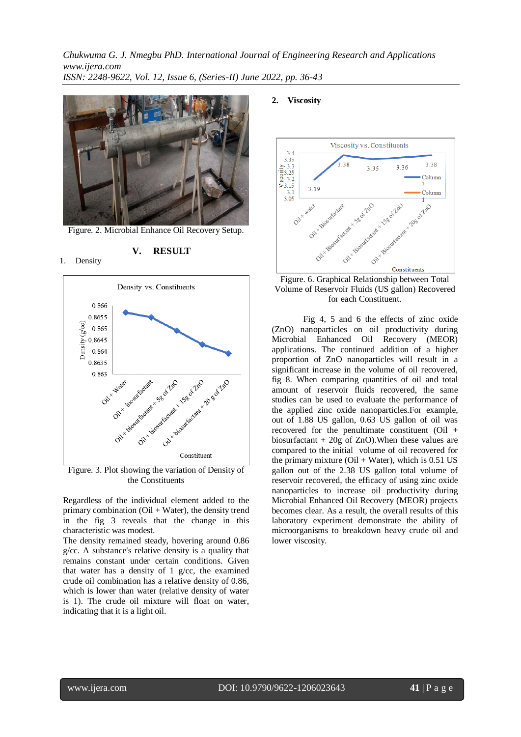Figure. 2. Microbial Enhance Oil Recovery Setup.

## V. RESULT

1. Density

Density vs. Constituents

0.866
0.8655
0.865
0.8645
0.864
0.8635
0.863

Density (g/cc)

Oil + Water
Oil + biosurfactant
Oil + biosurfactant + 5g of ZnO
Oil + biosurfactant + 15g of ZnO
Oil + biosurfactant + 20 g of ZnO

Constituent

Figure. 3. Plot showing the variation of Density of the Constituents

Regardless of the individual element added to the primary combination (Oil + Water), the density trend in the fig 3 reveals that the change in this characteristic was modest.
The density remained steady, hovering around 0.86 g/cc. A substance's relative density is a quality that remains constant under certain conditions. Given that water has a density of 1 g/cc, the examined crude oil combination has a relative density of 0.86, which is lower than water (relative density of water is 1). The crude oil mixture will float on water, indicating that it is a light oil.

2. **Viscosity**

Viscosity vs. Constituents

3.4
3.35
3.3
3.25
3.2
3.15
3.1
3.05

Viscosity

3.19
3.38
3.35
3.36
3.38

Column 3
Column 1

Oil + water
Oil + Biosurfactant
Oil + Biosurfactant + 5g of ZnO
Oil + Biosurfactant + 15g of ZnO
Oil + Biosurfactant + 20g of ZnO

Constituents

Figure. 6. Graphical Relationship between Total Volume of Reservoir Fluids (US gallon) Recovered for each Constituent.

Fig 4, 5 and 6 the effects of zinc oxide (ZnO) nanoparticles on oil productivity during Microbial Enhanced Oil Recovery (MEOR) applications. The continued addition of a higher proportion of ZnO nanoparticles will result in a significant increase in the volume of oil recovered, fig 8. When comparing quantities of oil and total amount of reservoir fluids recovered, the same studies can be used to evaluate the performance of the applied zinc oxide nanoparticles.For example, out of 1.88 US gallon, 0.63 US gallon of oil was recovered for the penultimate constituent (Oil + biosurfactant + 20g of ZnO).When these values are compared to the initial volume of oil recovered for the primary mixture (Oil + Water), which is 0.51 US gallon out of the 2.38 US gallon total volume of reservoir recovered, the efficacy of using zinc oxide nanoparticles to increase oil productivity during Microbial Enhanced Oil Recovery (MEOR) projects becomes clear. As a result, the overall results of this laboratory experiment demonstrate the ability of microorganisms to breakdown heavy crude oil and lower viscosity.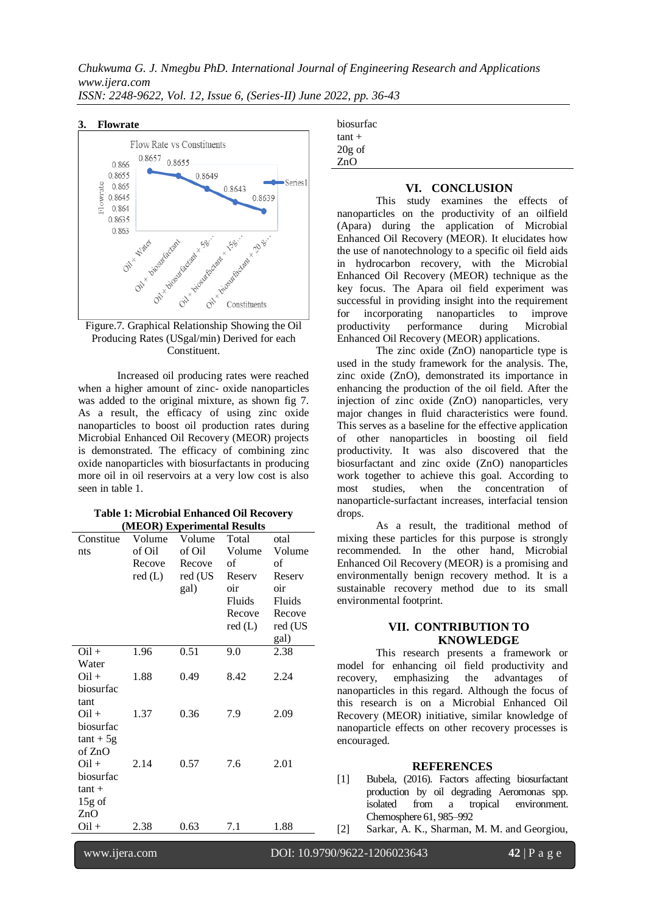### 3. Flowrate

Flow Rate vs Constituents

Flowrate

0.866
0.8655
0.865
0.8645
0.864
0.8635
0.863

0.8657
0.8655
0.8649
0.8643
0.8639

Series1

Oil + Water
Oil + biosurfactant
Oil + biosurfactant + 5g...
Oil + biosurfactant + 15g...
Oil + biosurfactant + 20 g...

Constituents

Figure.7. Graphical Relationship Showing the Oil Producing Rates (USgal/min) Derived for each Constituent.

Increased oil producing rates were reached when a higher amount of zinc- oxide nanoparticles was added to the original mixture, as shown fig 7. As a result, the efficacy of using zinc oxide nanoparticles to boost oil production rates during Microbial Enhanced Oil Recovery (MEOR) projects is demonstrated. The efficacy of combining zinc oxide nanoparticles with biosurfactants in producing more oil in oil reservoirs at a very low cost is also seen in table 1.

**Table 1: Microbial Enhanced Oil Recovery (MEOR) Experimental Results**

| Constituents | Volume of Oil Recovered (L) | Volume of Oil Recovered (US gal) | Total Volume of Reservoir Fluids Recovered (L) | otal Volume of Reservoir Fluids Recovered (US gal) |
|---|---|---|---|---|
| Oil + Water | 1.96 | 0.51 | 9.0 | 2.38 |
| Oil + biosurfactant | 1.88 | 0.49 | 8.42 | 2.24 |
| Oil + biosurfactant + 5g of ZnO | 1.37 | 0.36 | 7.9 | 2.09 |
| Oil + biosurfactant + 15g of ZnO | 2.14 | 0.57 | 7.6 | 2.01 |
| Oil + biosurfactant + 20g of ZnO | 2.38 | 0.63 | 7.1 | 1.88 |

## VI. CONCLUSION

This study examines the effects of nanoparticles on the productivity of an oilfield (Apara) during the application of Microbial Enhanced Oil Recovery (MEOR). It elucidates how the use of nanotechnology to a specific oil field aids in hydrocarbon recovery, with the Microbial Enhanced Oil Recovery (MEOR) technique as the key focus. The Apara oil field experiment was successful in providing insight into the requirement for incorporating nanoparticles to improve productivity performance during Microbial Enhanced Oil Recovery (MEOR) applications.

The zinc oxide (ZnO) nanoparticle type is used in the study framework for the analysis. The, zinc oxide (ZnO), demonstrated its importance in enhancing the production of the oil field. After the injection of zinc oxide (ZnO) nanoparticles, very major changes in fluid characteristics were found. This serves as a baseline for the effective application of other nanoparticles in boosting oil field productivity. It was also discovered that the biosurfactant and zinc oxide (ZnO) nanoparticles work together to achieve this goal. According to most studies, when the concentration of nanoparticle-surfactant increases, interfacial tension drops.

As a result, the traditional method of mixing these particles for this purpose is strongly recommended. In the other hand, Microbial Enhanced Oil Recovery (MEOR) is a promising and environmentally benign recovery method. It is a sustainable recovery method due to its small environmental footprint.

## VII. CONTRIBUTION TO KNOWLEDGE

This research presents a framework or model for enhancing oil field productivity and recovery, emphasizing the advantages of nanoparticles in this regard. Although the focus of this research is on a Microbial Enhanced Oil Recovery (MEOR) initiative, similar knowledge of nanoparticle effects on other recovery processes is encouraged.

## REFERENCES

[1] Bubela, (2016). Factors affecting biosurfactant production by oil degrading Aeromonas spp. isolated from a tropical environment. Chemosphere 61, 985–992

[2] Sarkar, A. K., Sharman, M. M. and Georgiou,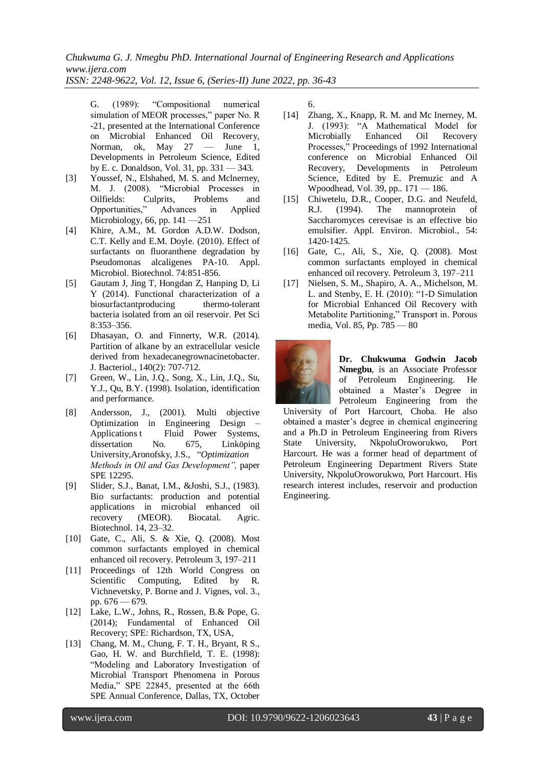G. (1989): "Compositional numerical simulation of MEOR processes," paper No. R -21, presented at the International Conference on Microbial Enhanced Oil Recovery, Norman, ok, May 27 — June 1, Developments in Petroleum Science, Edited by E. c. Donaldson, Vol. 31, pp. 331 — 343.

[3] Youssef, N., Elshahed, M. S. and Mclnerney, M. J. (2008). "Microbial Processes in Oilfields: Culprits, Problems and Opportunities," Advances in Applied Microbiology, 66, pp. 141 —251

[4] Khire, A.M., M. Gordon A.D.W. Dodson, C.T. Kelly and E.M. Doyle. (2010). Effect of surfactants on fluoranthene degradation by Pseudomonas alcaligenes PA-10. Appl. Microbiol. Biotechnol. 74:851-856.

[5] Gautam J, Jing T, Hongdan Z, Hanping D, Li Y (2014). Functional characterization of a biosurfactantproducing thermo-tolerant bacteria isolated from an oil reservoir. Pet Sci 8:353–356.

[6] Dhasayan, O. and Finnerty, W.R. (2014). Partition of alkane by an extracellular vesicle derived from hexadecanegrownacinetobacter. J. Bacteriol., 140(2): 707-712.

[7] Green, W., Lin, J.Q., Song, X., Lin, J.Q., Su, Y.J., Qu, B.Y. (1998). Isolation, identification and performance.

[8] Andersson, J., (2001). Multi objective Optimization in Engineering Design – Applications t Fluid Power Systems, dissertation No. 675, Linköping University,Aronofsky, J.S., "*Optimization Methods in Oil and Gas Development",* paper SPE 12295.

[9] Slider, S.J., Banat, I.M., &Joshi, S.J., (1983). Bio surfactants: production and potential applications in microbial enhanced oil recovery (MEOR). Biocatal. Agric. Biotechnol. 14, 23–32.

[10] Gate, C., Ali, S. & Xie, Q. (2008). Most common surfactants employed in chemical enhanced oil recovery. Petroleum 3, 197–211

[11] Proceedings of 12th World Congress on Scientific Computing, Edited by R. Vichnevetsky, P. Borne and J. Vignes, vol. 3., pp. 676 — 679.

[12] Lake, L.W., Johns, R., Rossen, B.& Pope, G. (2014); Fundamental of Enhanced Oil Recovery; SPE: Richardson, TX, USA,

[13] Chang, M. M., Chung, F. T. H., Bryant, R S., Gao, H. W. and Burchfield, T. E. (1998): "Modeling and Laboratory Investigation of Microbial Transport Phenomena in Porous Media," SPE 22845, presented at the 66th SPE Annual Conference, Dallas, TX, October 6.

[14] Zhang, X., Knapp, R. M. and Mc Inerney, M. J. (1993): "A Mathematical Model for Microbially Enhanced Oil Recovery Processes," Proceedings of 1992 International conference on Microbial Enhanced Oil Recovery, Developments in Petroleum Science, Edited by E. Premuzic and A Wpoodhead, Vol. 39, pp.. 171 — 186.

[15] Chiwetelu, D.R., Cooper, D.G. and Neufeld, R.J. (1994). The mannoprotein of Saccharomyces cerevisae is an effective bio emulsifier. Appl. Environ. Microbiol., 54: 1420-1425.

[16] Gate, C., Ali, S., Xie, Q. (2008). Most common surfactants employed in chemical enhanced oil recovery. Petroleum 3, 197–211

[17] Nielsen, S. M., Shapiro, A. A., Michelson, M. L. and Stenby, E. H. (2010): "1-D Simulation for Microbial Enhanced Oil Recovery with Metabolite Partitioning," Transport in. Porous media, Vol. 85, Pp. 785 — 80

**Dr. Chukwuma Godwin Jacob Nmegbu**, is an Associate Professor of Petroleum Engineering. He obtained a Master's Degree in Petroleum Engineering from the University of Port Harcourt, Choba. He also obtained a master's degree in chemical engineering and a Ph.D in Petroleum Engineering from Rivers State University, NkpoluOroworukwo, Port Harcourt. He was a former head of department of Petroleum Engineering Department Rivers State University, NkpoluOroworukwo, Port Harcourt. His research interest includes, reservoir and production Engineering.